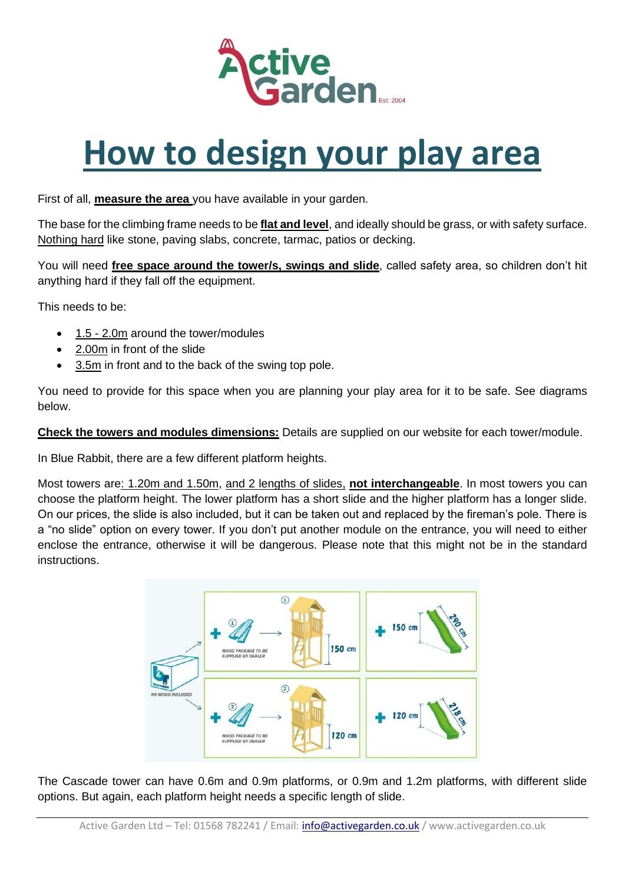# How to design your play area

First of all, **measure the area** you have available in your garden.

The base for the climbing frame needs to be **flat and level**, and ideally should be grass, or with safety surface. Nothing hard like stone, paving slabs, concrete, tarmac, patios or decking.

You will need **free space around the tower/s, swings and slide**, called safety area, so children don't hit anything hard if they fall off the equipment.

This needs to be:

- 1.5 - 2.0m around the tower/modules
- 2.00m in front of the slide
- 3.5m in front and to the back of the swing top pole.

You need to provide for this space when you are planning your play area for it to be safe. See diagrams below.

**Check the towers and modules dimensions:** Details are supplied on our website for each tower/module.

In Blue Rabbit, there are a few different platform heights.

Most towers are: 1.20m and 1.50m, and 2 lengths of slides, **not interchangeable**. In most towers you can choose the platform height. The lower platform has a short slide and the higher platform has a longer slide. On our prices, the slide is also included, but it can be taken out and replaced by the fireman's pole. There is a "no slide" option on every tower. If you don't put another module on the entrance, you will need to either enclose the entrance, otherwise it will be dangerous. Please note that this might not be in the standard instructions.

The Cascade tower can have 0.6m and 0.9m platforms, or 0.9m and 1.2m platforms, with different slide options. But again, each platform height needs a specific length of slide.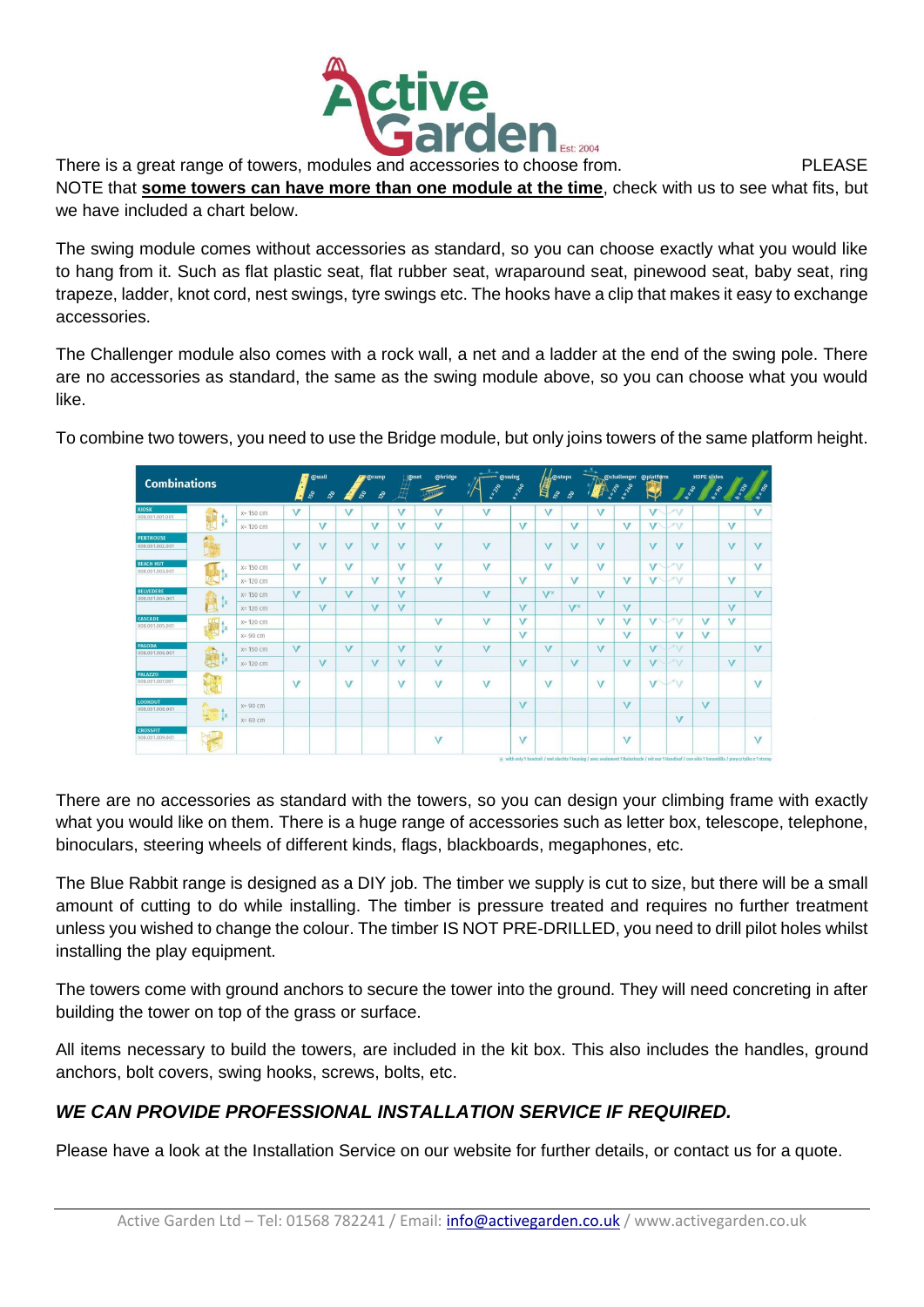There is a great range of towers, modules and accessories to choose from. PLEASE NOTE that **some towers can have more than one module at the time**, check with us to see what fits, but we have included a chart below.

The swing module comes without accessories as standard, so you can choose exactly what you would like to hang from it. Such as flat plastic seat, flat rubber seat, wraparound seat, pinewood seat, baby seat, ring trapeze, ladder, knot cord, nest swings, tyre swings etc. The hooks have a clip that makes it easy to exchange accessories.

The Challenger module also comes with a rock wall, a net and a ladder at the end of the swing pole. There are no accessories as standard, the same as the swing module above, so you can choose what you would like.

To combine two towers, you need to use the Bridge module, but only joins towers of the same platform height.

| Combinations | | @wall 150 | @wall 120 | @ramp 150 | @ramp 120 | @net | @bridge | @swing x=270 | @swing x=260 | @steps 150 | @steps 120 | @challenger x=270 | @challenger x=260 | @platform | | HDPE slides h=60 | h=90 | h=120 | h=150 |
|---|---|---|---|---|---|---|---|---|---|---|---|---|---|---|---|---|---|---|---|
| KIOSK 008.001.001.001 | x=150 cm | V | | V | | V | V | V | | V | | V | | V | V | | | | V |
| | x=120 cm | | V | | V | V | V | | V | | V | | V | V | V | | | V | |
| PENTHOUSE 008.001.002.001 | | V | V | V | V | V | V | V | | V | V | V | | V | V | | | V | V |
| BEACH HUT 008.001.003.001 | x=150 cm | V | | V | | V | V | V | | V | | V | | V | V | | | | V |
| | x=120 cm | | V | | V | V | V | | V | | V | | V | V | V | | | V | |
| BELVEDERE 008.001.004.001 | x=150 cm | V | | V | | V | | V | | V* | | V | | | | | | | V |
| | x=120 cm | | V | | V | V | | | V | | V* | | V | | | | | V | |
| CASCADE 008.001.005.001 | x=120 cm | | | | | | V | V | V | | | V | V | V | V | V | V | | |
| | x=90 cm | | | | | | | | V | | | | V | | | | V | | |
| PAGODA 008.001.006.001 | x=150 cm | V | | V | | V | V | V | | V | | V | | V | V | | | | V |
| | x=120 cm | | V | | V | V | V | | V | | V | | V | V | V | | | V | |
| PALAZZO 008.001.007.001 | | V | | V | | V | V | V | | V | | V | | V | V | | | | V |
| LOOKOUT 008.001.008.001 | x=90 cm | | | | | | | | V | | | | V | | | V | | | |
| | x=60 cm | | | | | | | | | | | | | | V | | | | |
| CROSSFIT 008.001.009.001 | | | | | | | V | | V | | | | V | | | | | | V |

* with only 1 handrail

There are no accessories as standard with the towers, so you can design your climbing frame with exactly what you would like on them. There is a huge range of accessories such as letter box, telescope, telephone, binoculars, steering wheels of different kinds, flags, blackboards, megaphones, etc.

The Blue Rabbit range is designed as a DIY job. The timber we supply is cut to size, but there will be a small amount of cutting to do while installing. The timber is pressure treated and requires no further treatment unless you wished to change the colour. The timber IS NOT PRE-DRILLED, you need to drill pilot holes whilst installing the play equipment.

The towers come with ground anchors to secure the tower into the ground. They will need concreting in after building the tower on top of the grass or surface.

All items necessary to build the towers, are included in the kit box. This also includes the handles, ground anchors, bolt covers, swing hooks, screws, bolts, etc.

### *WE CAN PROVIDE PROFESSIONAL INSTALLATION SERVICE IF REQUIRED.*

Please have a look at the Installation Service on our website for further details, or contact us for a quote.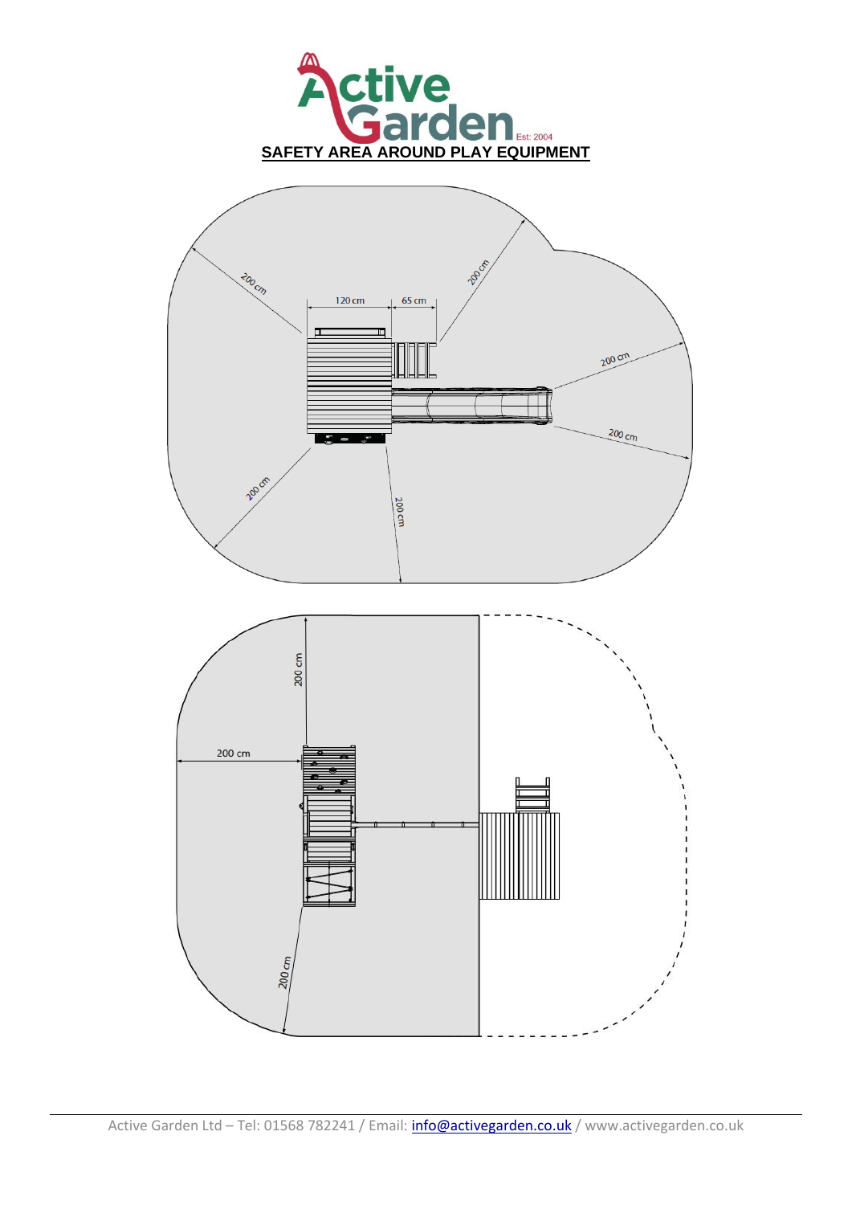# SAFETY AREA AROUND PLAY EQUIPMENT

120 cm

65 cm

200 cm

200 cm

200 cm

200 cm

200 cm

200 cm

200 cm

200 cm

200 cm

200 cm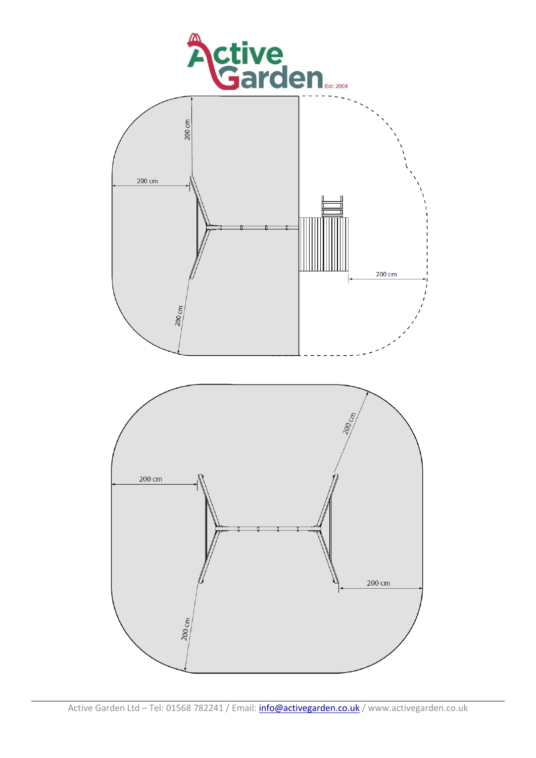Active Garden Est: 2004

200 cm

200 cm

200 cm

200 cm

200 cm

200 cm

200 cm

200 cm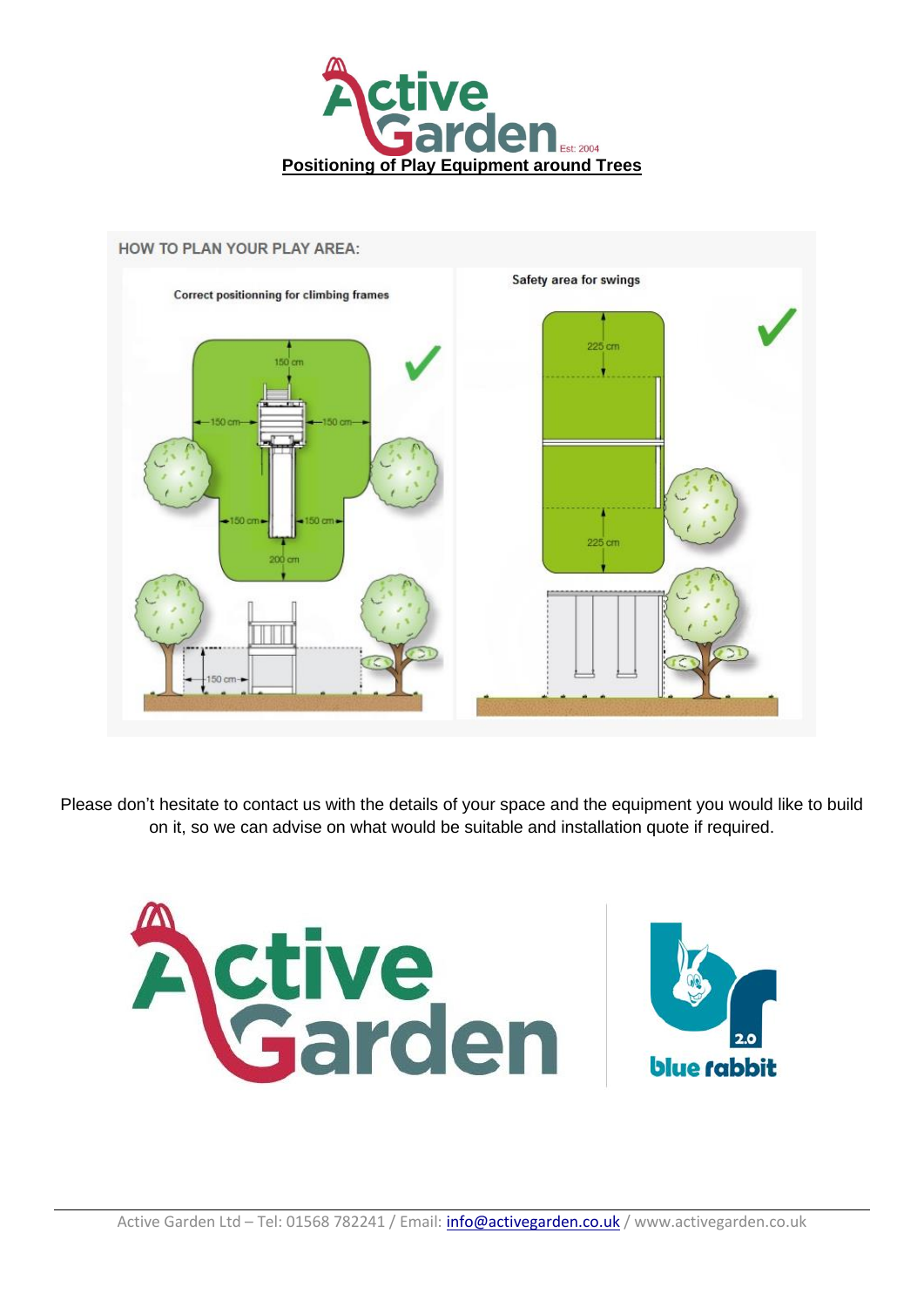# Positioning of Play Equipment around Trees

HOW TO PLAN YOUR PLAY AREA:

Correct positionning for climbing frames

150 cm

150 cm

150 cm

150 cm

150 cm

200 cm

150 cm

Safety area for swings

225 cm

225 cm

Please don't hesitate to contact us with the details of your space and the equipment you would like to build on it, so we can advise on what would be suitable and installation quote if required.

Active Garden Ltd – Tel: 01568 782241 / Email: info@activegarden.co.uk / www.activegarden.co.uk